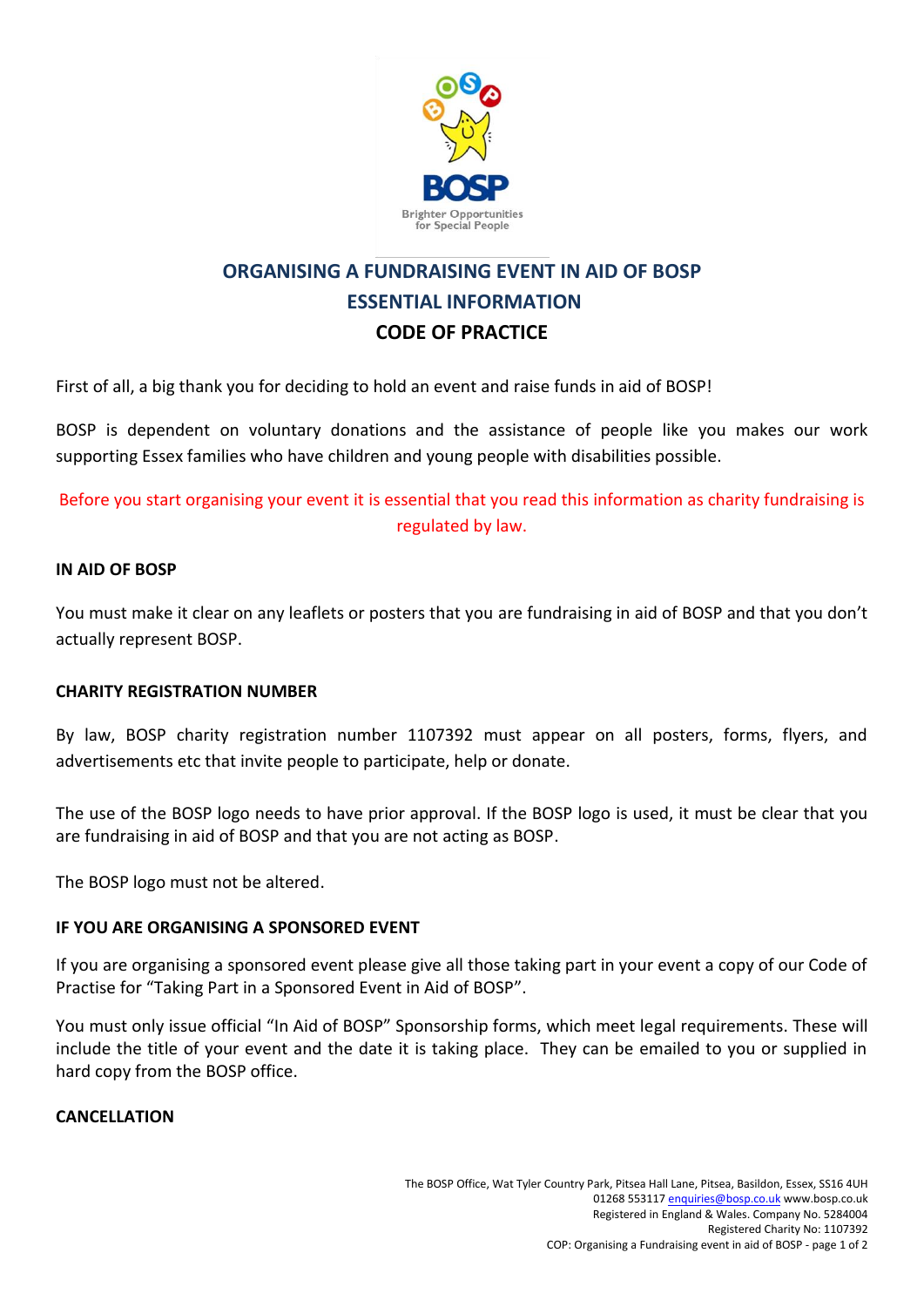BOSP

Brighter Opportunities for Special People

# ORGANISING A FUNDRAISING EVENT IN AID OF BOSP
## ESSENTIAL INFORMATION
## CODE OF PRACTICE

First of all, a big thank you for deciding to hold an event and raise funds in aid of BOSP!

BOSP is dependent on voluntary donations and the assistance of people like you makes our work supporting Essex families who have children and young people with disabilities possible.

Before you start organising your event it is essential that you read this information as charity fundraising is regulated by law.

**IN AID OF BOSP**

You must make it clear on any leaflets or posters that you are fundraising in aid of BOSP and that you don't actually represent BOSP.

**CHARITY REGISTRATION NUMBER**

By law, BOSP charity registration number 1107392 must appear on all posters, forms, flyers, and advertisements etc that invite people to participate, help or donate.

The use of the BOSP logo needs to have prior approval. If the BOSP logo is used, it must be clear that you are fundraising in aid of BOSP and that you are not acting as BOSP.

The BOSP logo must not be altered.

**IF YOU ARE ORGANISING A SPONSORED EVENT**

If you are organising a sponsored event please give all those taking part in your event a copy of our Code of Practise for "Taking Part in a Sponsored Event in Aid of BOSP".

You must only issue official "In Aid of BOSP" Sponsorship forms, which meet legal requirements. These will include the title of your event and the date it is taking place. They can be emailed to you or supplied in hard copy from the BOSP office.

**CANCELLATION**

The BOSP Office, Wat Tyler Country Park, Pitsea Hall Lane, Pitsea, Basildon, Essex, SS16 4UH
01268 553117 enquiries@bosp.co.uk www.bosp.co.uk
Registered in England & Wales. Company No. 5284004
Registered Charity No: 1107392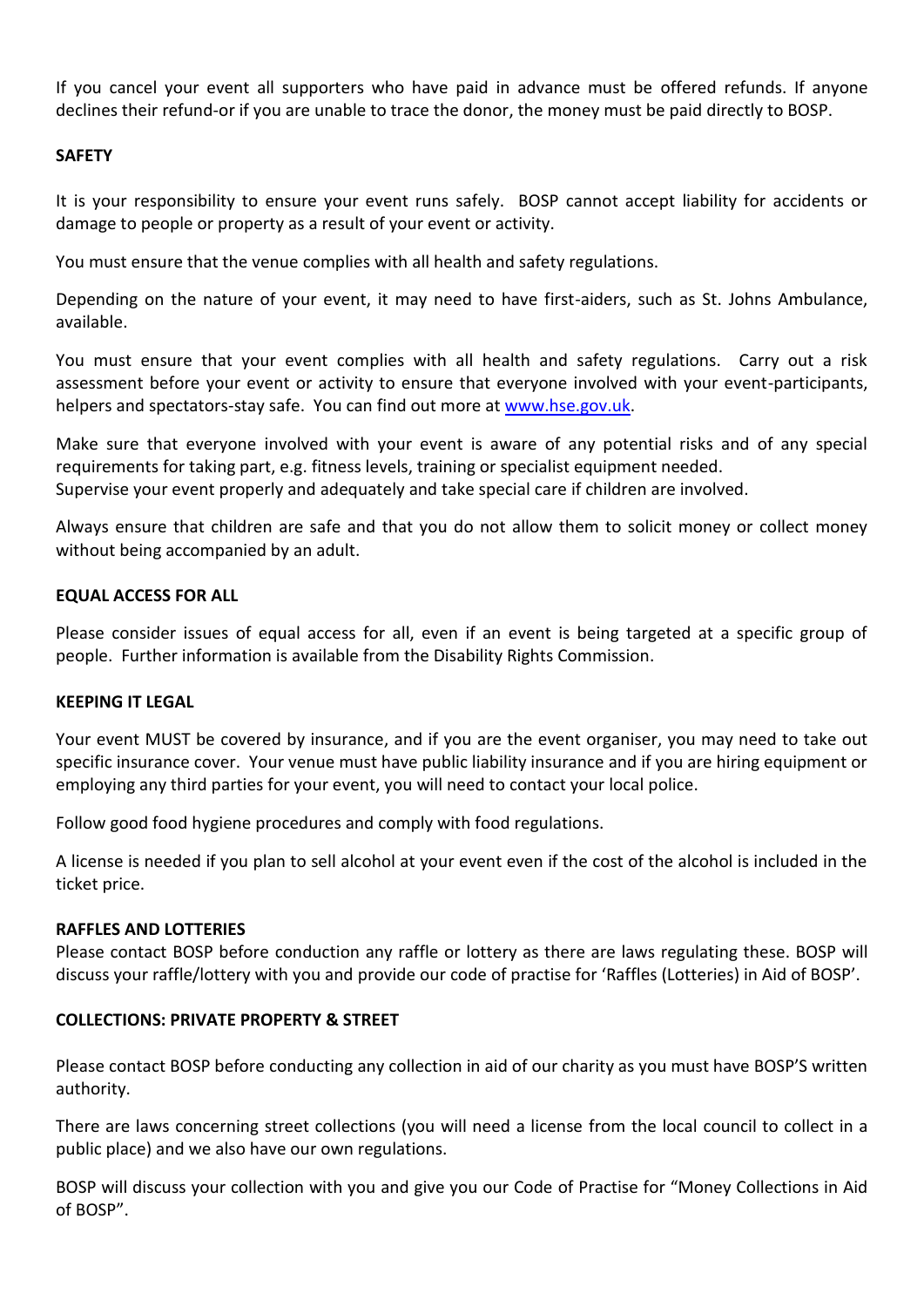If you cancel your event all supporters who have paid in advance must be offered refunds. If anyone declines their refund-or if you are unable to trace the donor, the money must be paid directly to BOSP.

**SAFETY**

It is your responsibility to ensure your event runs safely. BOSP cannot accept liability for accidents or damage to people or property as a result of your event or activity.

You must ensure that the venue complies with all health and safety regulations.

Depending on the nature of your event, it may need to have first-aiders, such as St. Johns Ambulance, available.

You must ensure that your event complies with all health and safety regulations. Carry out a risk assessment before your event or activity to ensure that everyone involved with your event-participants, helpers and spectators-stay safe. You can find out more at [www.hse.gov.uk](http://www.hse.gov.uk).

Make sure that everyone involved with your event is aware of any potential risks and of any special requirements for taking part, e.g. fitness levels, training or specialist equipment needed.
Supervise your event properly and adequately and take special care if children are involved.

Always ensure that children are safe and that you do not allow them to solicit money or collect money without being accompanied by an adult.

**EQUAL ACCESS FOR ALL**

Please consider issues of equal access for all, even if an event is being targeted at a specific group of people. Further information is available from the Disability Rights Commission.

**KEEPING IT LEGAL**

Your event MUST be covered by insurance, and if you are the event organiser, you may need to take out specific insurance cover. Your venue must have public liability insurance and if you are hiring equipment or employing any third parties for your event, you will need to contact your local police.

Follow good food hygiene procedures and comply with food regulations.

A license is needed if you plan to sell alcohol at your event even if the cost of the alcohol is included in the ticket price.

**RAFFLES AND LOTTERIES**

Please contact BOSP before conduction any raffle or lottery as there are laws regulating these. BOSP will discuss your raffle/lottery with you and provide our code of practise for 'Raffles (Lotteries) in Aid of BOSP'.

**COLLECTIONS: PRIVATE PROPERTY & STREET**

Please contact BOSP before conducting any collection in aid of our charity as you must have BOSP'S written authority.

There are laws concerning street collections (you will need a license from the local council to collect in a public place) and we also have our own regulations.

BOSP will discuss your collection with you and give you our Code of Practise for "Money Collections in Aid of BOSP".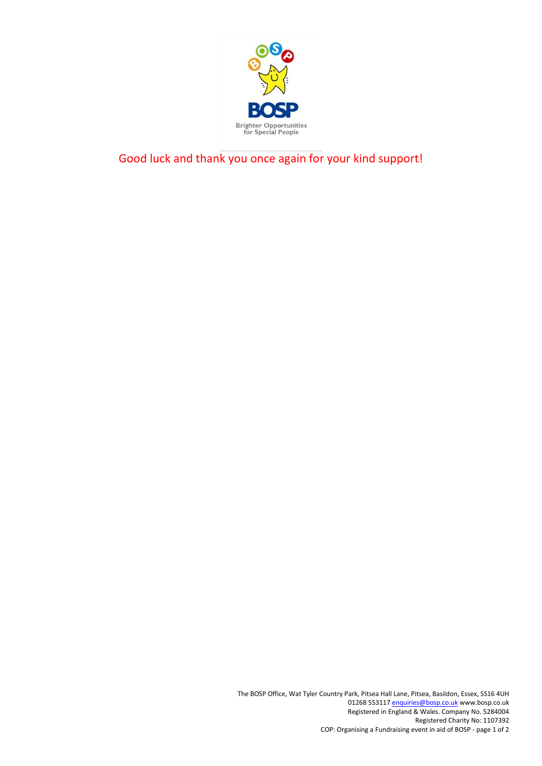Good luck and thank you once again for your kind support!

The BOSP Office, Wat Tyler Country Park, Pitsea Hall Lane, Pitsea, Basildon, Essex, SS16 4UH
01268 553117 enquiries@bosp.co.uk www.bosp.co.uk
Registered in England & Wales. Company No. 5284004
Registered Charity No: 1107392